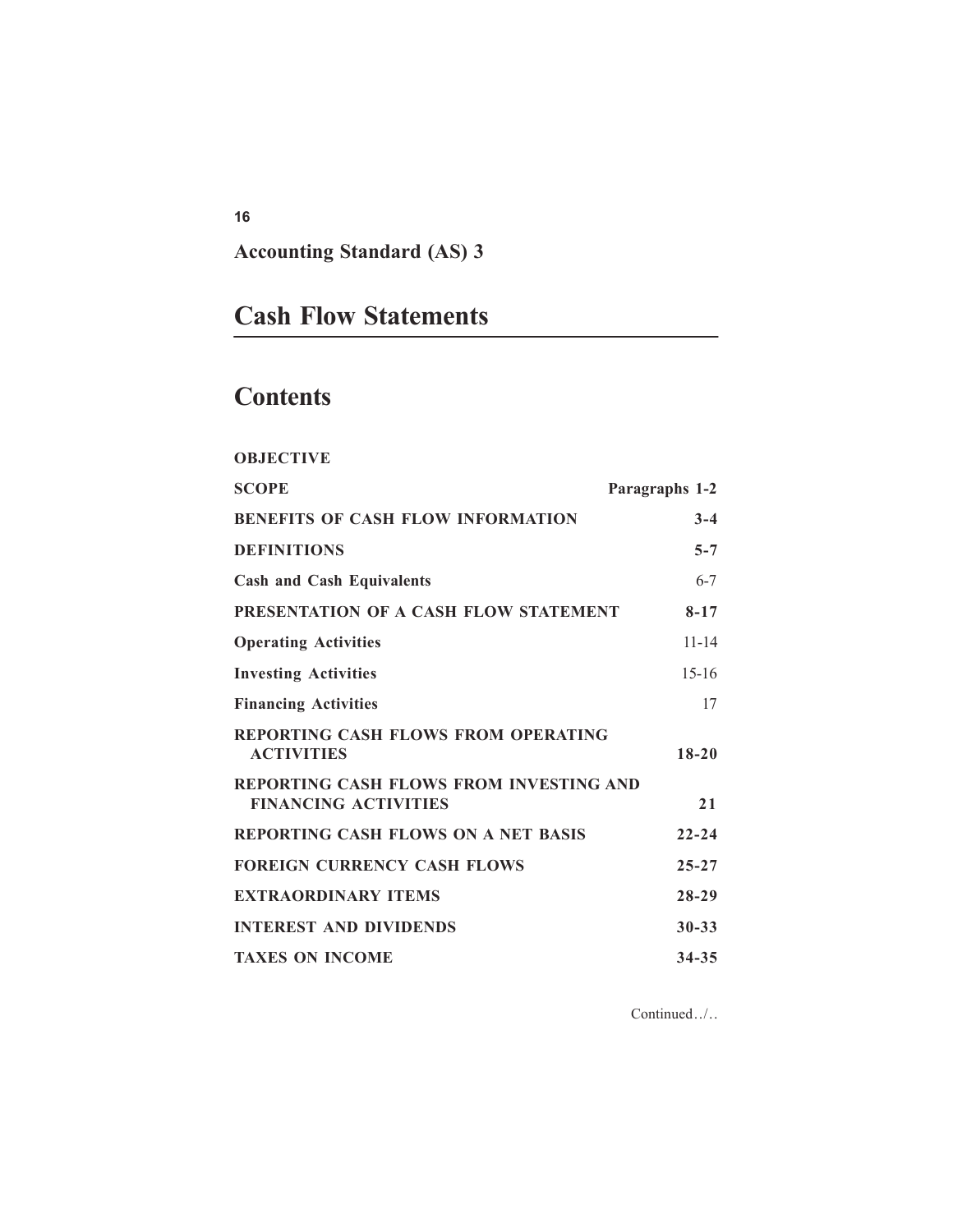**Accounting Standard (AS) 3**

# Cash Flow Statements

## Contents

| | |
|---|---|
| **OBJECTIVE** | |
| **SCOPE** | **Paragraphs 1-2** |
| **BENEFITS OF CASH FLOW INFORMATION** | **3-4** |
| **DEFINITIONS** | **5-7** |
| **Cash and Cash Equivalents** | 6-7 |
| **PRESENTATION OF A CASH FLOW STATEMENT** | **8-17** |
| **Operating Activities** | 11-14 |
| **Investing Activities** | 15-16 |
| **Financing Activities** | 17 |
| **REPORTING CASH FLOWS FROM OPERATING ACTIVITIES** | **18-20** |
| **REPORTING CASH FLOWS FROM INVESTING AND FINANCING ACTIVITIES** | **21** |
| **REPORTING CASH FLOWS ON A NET BASIS** | **22-24** |
| **FOREIGN CURRENCY CASH FLOWS** | **25-27** |
| **EXTRAORDINARY ITEMS** | **28-29** |
| **INTEREST AND DIVIDENDS** | **30-33** |
| **TAXES ON INCOME** | **34-35** |

Continued../..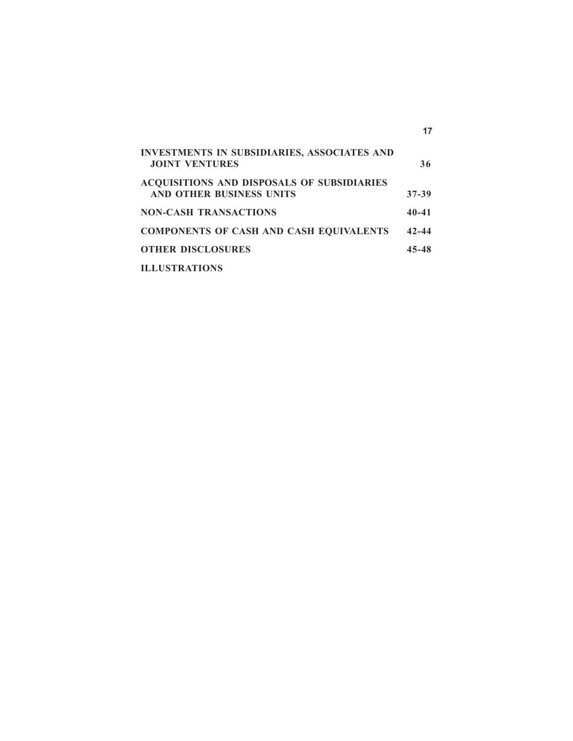| | |
|---|---|
| **INVESTMENTS IN SUBSIDIARIES, ASSOCIATES AND JOINT VENTURES** | **36** |
| **ACQUISITIONS AND DISPOSALS OF SUBSIDIARIES AND OTHER BUSINESS UNITS** | **37-39** |
| **NON-CASH TRANSACTIONS** | **40-41** |
| **COMPONENTS OF CASH AND CASH EQUIVALENTS** | **42-44** |
| **OTHER DISCLOSURES** | **45-48** |
| **ILLUSTRATIONS** | |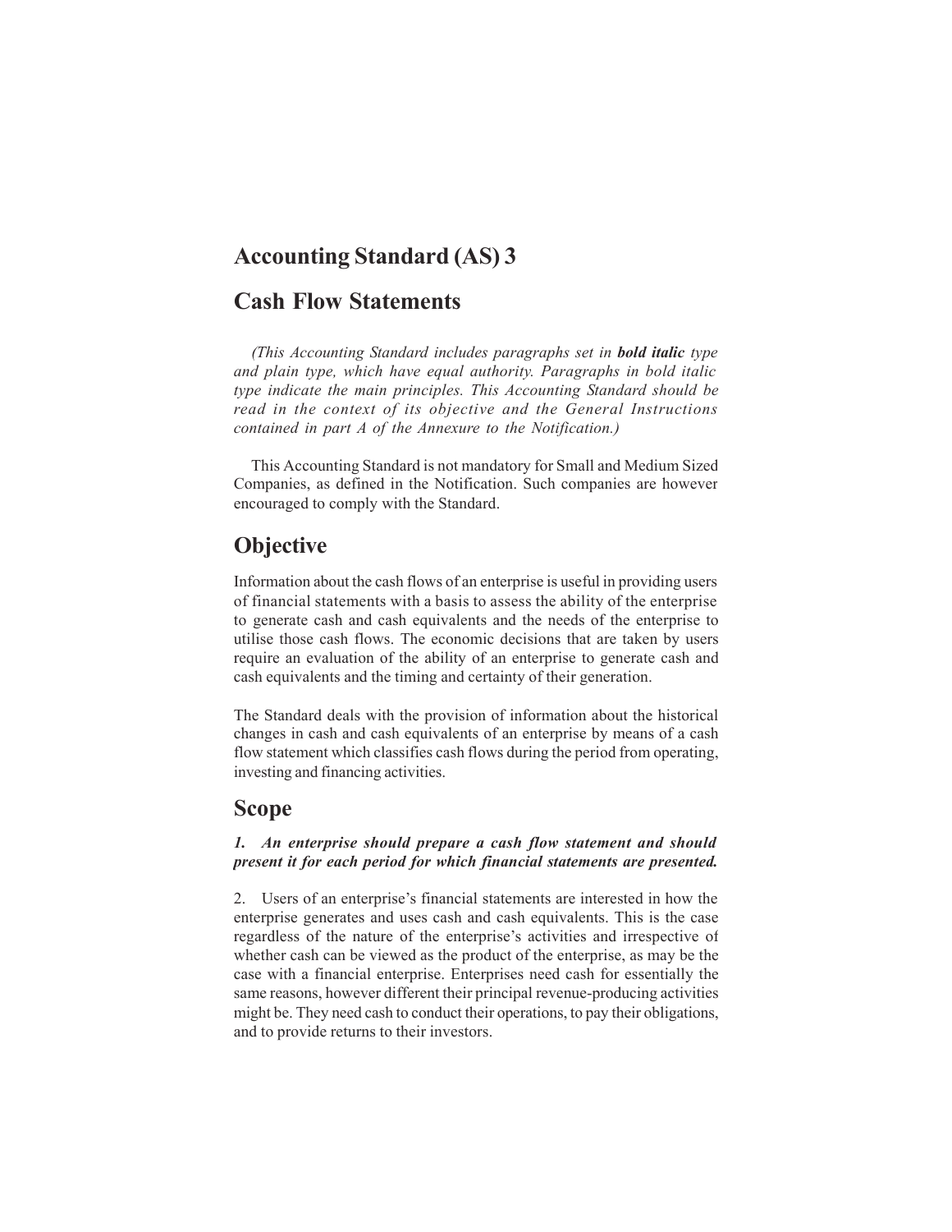# Accounting Standard (AS) 3

# Cash Flow Statements

*(This Accounting Standard includes paragraphs set in **bold italic** type and plain type, which have equal authority. Paragraphs in bold italic type indicate the main principles. This Accounting Standard should be read in the context of its objective and the General Instructions contained in part A of the Annexure to the Notification.)*

This Accounting Standard is not mandatory for Small and Medium Sized Companies, as defined in the Notification. Such companies are however encouraged to comply with the Standard.

## Objective

Information about the cash flows of an enterprise is useful in providing users of financial statements with a basis to assess the ability of the enterprise to generate cash and cash equivalents and the needs of the enterprise to utilise those cash flows. The economic decisions that are taken by users require an evaluation of the ability of an enterprise to generate cash and cash equivalents and the timing and certainty of their generation.

The Standard deals with the provision of information about the historical changes in cash and cash equivalents of an enterprise by means of a cash flow statement which classifies cash flows during the period from operating, investing and financing activities.

## Scope

***1. An enterprise should prepare a cash flow statement and should present it for each period for which financial statements are presented.***

2. Users of an enterprise's financial statements are interested in how the enterprise generates and uses cash and cash equivalents. This is the case regardless of the nature of the enterprise's activities and irrespective of whether cash can be viewed as the product of the enterprise, as may be the case with a financial enterprise. Enterprises need cash for essentially the same reasons, however different their principal revenue-producing activities might be. They need cash to conduct their operations, to pay their obligations, and to provide returns to their investors.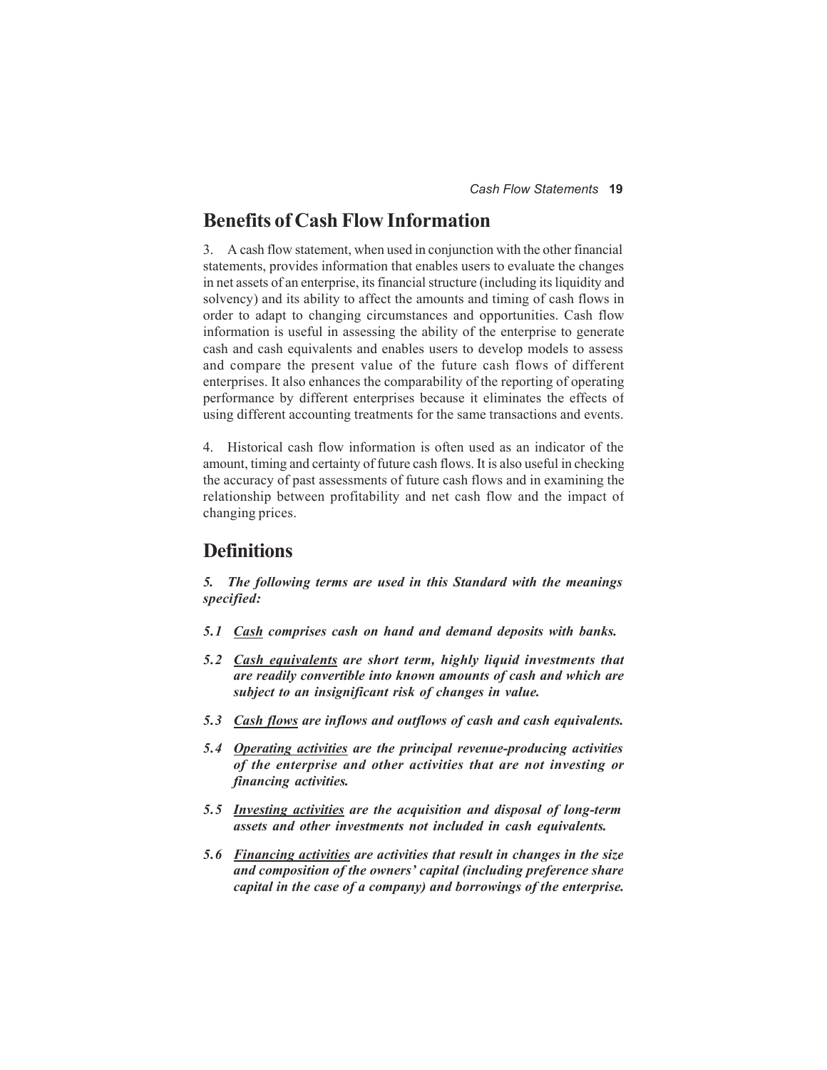## Benefits of Cash Flow Information

3. A cash flow statement, when used in conjunction with the other financial statements, provides information that enables users to evaluate the changes in net assets of an enterprise, its financial structure (including its liquidity and solvency) and its ability to affect the amounts and timing of cash flows in order to adapt to changing circumstances and opportunities. Cash flow information is useful in assessing the ability of the enterprise to generate cash and cash equivalents and enables users to develop models to assess and compare the present value of the future cash flows of different enterprises. It also enhances the comparability of the reporting of operating performance by different enterprises because it eliminates the effects of using different accounting treatments for the same transactions and events.

4. Historical cash flow information is often used as an indicator of the amount, timing and certainty of future cash flows. It is also useful in checking the accuracy of past assessments of future cash flows and in examining the relationship between profitability and net cash flow and the impact of changing prices.

## Definitions

***5. The following terms are used in this Standard with the meanings specified:***

***5.1 <u>Cash</u> comprises cash on hand and demand deposits with banks.***

***5.2 <u>Cash equivalents</u> are short term, highly liquid investments that are readily convertible into known amounts of cash and which are subject to an insignificant risk of changes in value.***

***5.3 <u>Cash flows</u> are inflows and outflows of cash and cash equivalents.***

***5.4 <u>Operating activities</u> are the principal revenue-producing activities of the enterprise and other activities that are not investing or financing activities.***

***5.5 <u>Investing activities</u> are the acquisition and disposal of long-term assets and other investments not included in cash equivalents.***

***5.6 <u>Financing activities</u> are activities that result in changes in the size and composition of the owners' capital (including preference share capital in the case of a company) and borrowings of the enterprise.***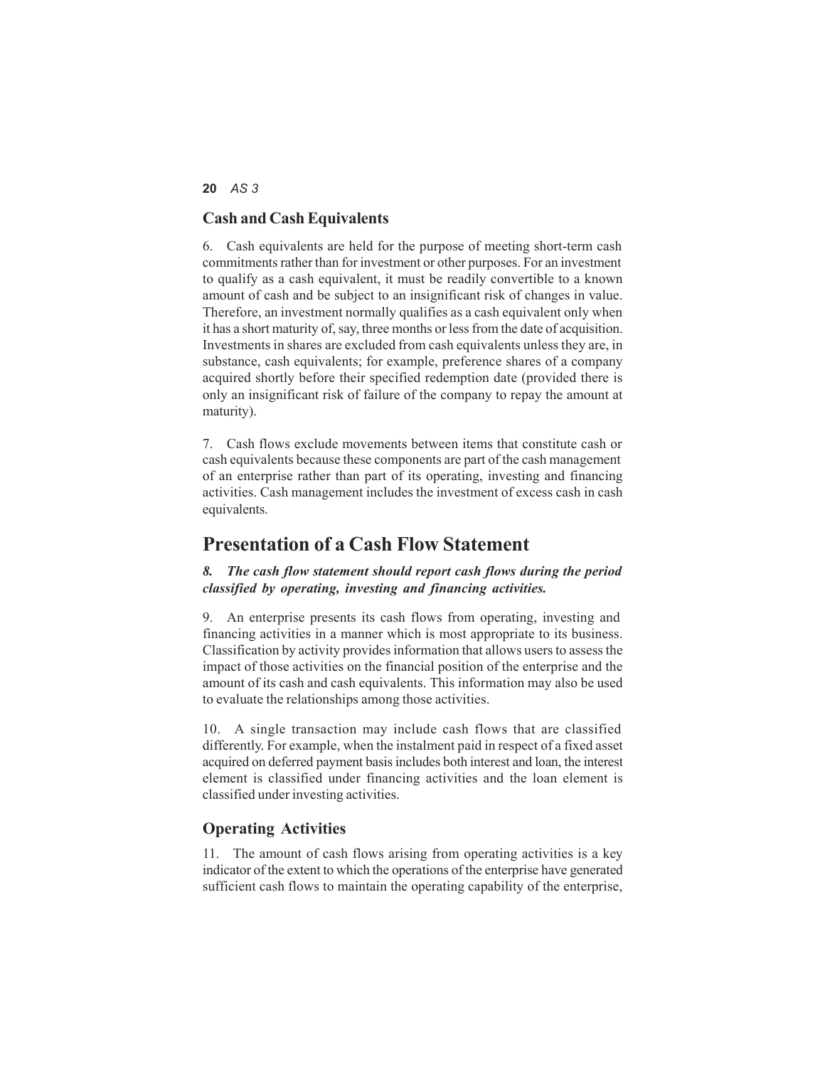## Cash and Cash Equivalents

6. Cash equivalents are held for the purpose of meeting short-term cash commitments rather than for investment or other purposes. For an investment to qualify as a cash equivalent, it must be readily convertible to a known amount of cash and be subject to an insignificant risk of changes in value. Therefore, an investment normally qualifies as a cash equivalent only when it has a short maturity of, say, three months or less from the date of acquisition. Investments in shares are excluded from cash equivalents unless they are, in substance, cash equivalents; for example, preference shares of a company acquired shortly before their specified redemption date (provided there is only an insignificant risk of failure of the company to repay the amount at maturity).

7. Cash flows exclude movements between items that constitute cash or cash equivalents because these components are part of the cash management of an enterprise rather than part of its operating, investing and financing activities. Cash management includes the investment of excess cash in cash equivalents.

# Presentation of a Cash Flow Statement

***8. The cash flow statement should report cash flows during the period classified by operating, investing and financing activities.***

9. An enterprise presents its cash flows from operating, investing and financing activities in a manner which is most appropriate to its business. Classification by activity provides information that allows users to assess the impact of those activities on the financial position of the enterprise and the amount of its cash and cash equivalents. This information may also be used to evaluate the relationships among those activities.

10. A single transaction may include cash flows that are classified differently. For example, when the instalment paid in respect of a fixed asset acquired on deferred payment basis includes both interest and loan, the interest element is classified under financing activities and the loan element is classified under investing activities.

## Operating Activities

11. The amount of cash flows arising from operating activities is a key indicator of the extent to which the operations of the enterprise have generated sufficient cash flows to maintain the operating capability of the enterprise,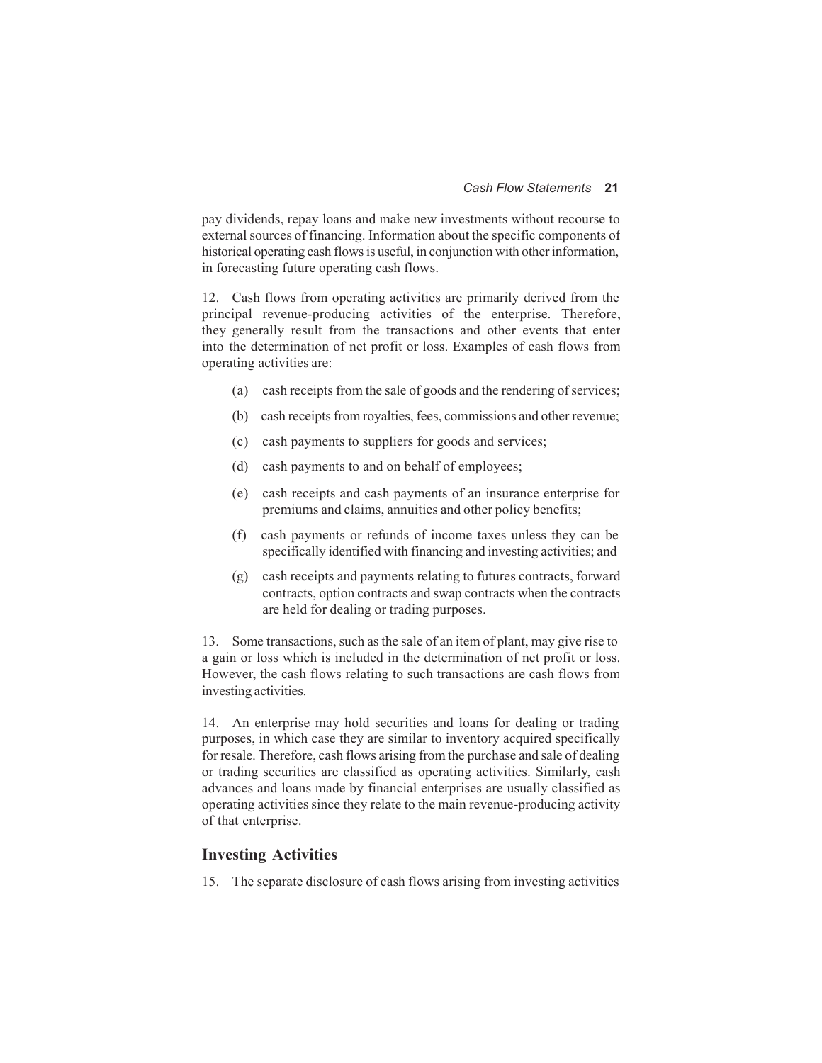pay dividends, repay loans and make new investments without recourse to external sources of financing. Information about the specific components of historical operating cash flows is useful, in conjunction with other information, in forecasting future operating cash flows.

12. Cash flows from operating activities are primarily derived from the principal revenue-producing activities of the enterprise. Therefore, they generally result from the transactions and other events that enter into the determination of net profit or loss. Examples of cash flows from operating activities are:

(a) cash receipts from the sale of goods and the rendering of services;

(b) cash receipts from royalties, fees, commissions and other revenue;

(c) cash payments to suppliers for goods and services;

(d) cash payments to and on behalf of employees;

(e) cash receipts and cash payments of an insurance enterprise for premiums and claims, annuities and other policy benefits;

(f) cash payments or refunds of income taxes unless they can be specifically identified with financing and investing activities; and

(g) cash receipts and payments relating to futures contracts, forward contracts, option contracts and swap contracts when the contracts are held for dealing or trading purposes.

13. Some transactions, such as the sale of an item of plant, may give rise to a gain or loss which is included in the determination of net profit or loss. However, the cash flows relating to such transactions are cash flows from investing activities.

14. An enterprise may hold securities and loans for dealing or trading purposes, in which case they are similar to inventory acquired specifically for resale. Therefore, cash flows arising from the purchase and sale of dealing or trading securities are classified as operating activities. Similarly, cash advances and loans made by financial enterprises are usually classified as operating activities since they relate to the main revenue-producing activity of that enterprise.

## Investing Activities

15. The separate disclosure of cash flows arising from investing activities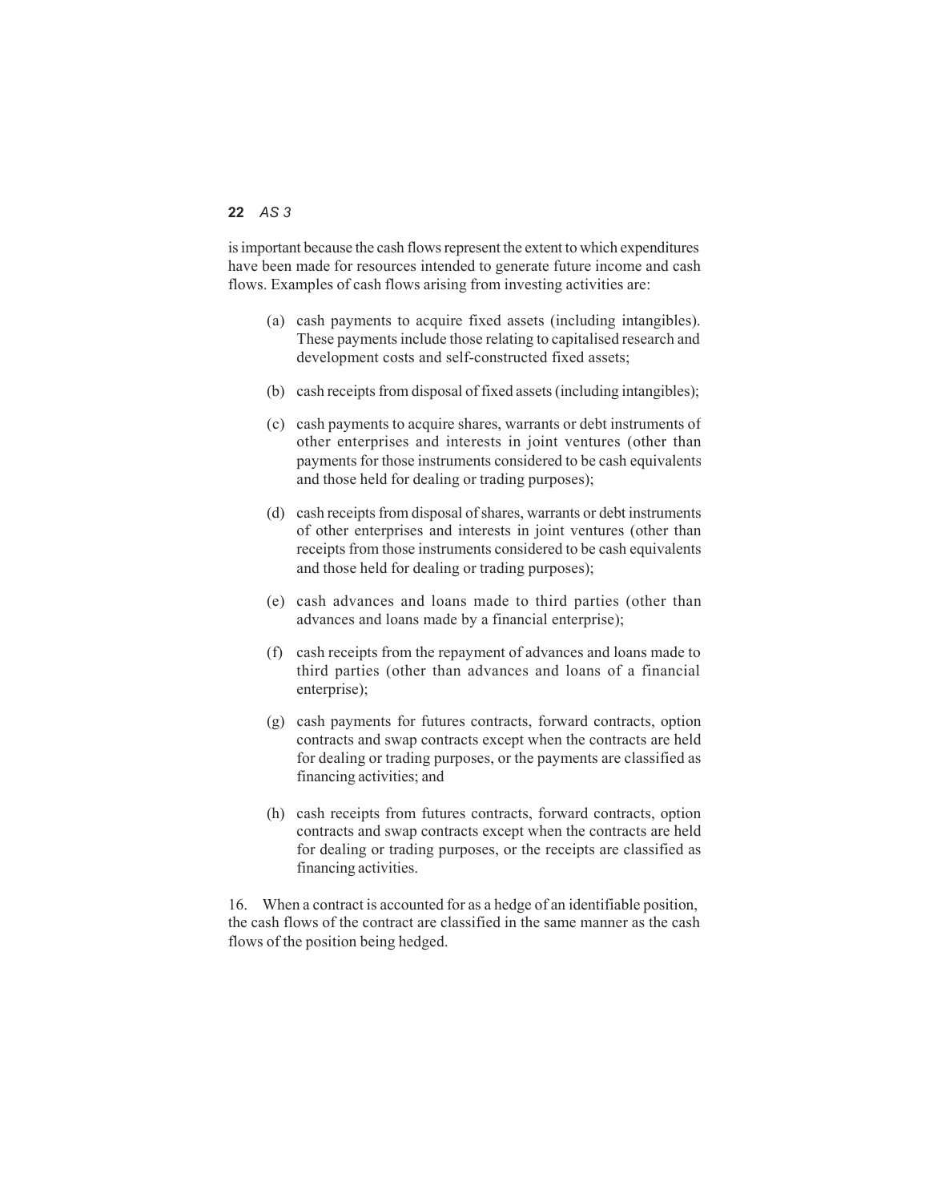is important because the cash flows represent the extent to which expenditures have been made for resources intended to generate future income and cash flows. Examples of cash flows arising from investing activities are:

(a) cash payments to acquire fixed assets (including intangibles). These payments include those relating to capitalised research and development costs and self-constructed fixed assets;

(b) cash receipts from disposal of fixed assets (including intangibles);

(c) cash payments to acquire shares, warrants or debt instruments of other enterprises and interests in joint ventures (other than payments for those instruments considered to be cash equivalents and those held for dealing or trading purposes);

(d) cash receipts from disposal of shares, warrants or debt instruments of other enterprises and interests in joint ventures (other than receipts from those instruments considered to be cash equivalents and those held for dealing or trading purposes);

(e) cash advances and loans made to third parties (other than advances and loans made by a financial enterprise);

(f) cash receipts from the repayment of advances and loans made to third parties (other than advances and loans of a financial enterprise);

(g) cash payments for futures contracts, forward contracts, option contracts and swap contracts except when the contracts are held for dealing or trading purposes, or the payments are classified as financing activities; and

(h) cash receipts from futures contracts, forward contracts, option contracts and swap contracts except when the contracts are held for dealing or trading purposes, or the receipts are classified as financing activities.

16. When a contract is accounted for as a hedge of an identifiable position, the cash flows of the contract are classified in the same manner as the cash flows of the position being hedged.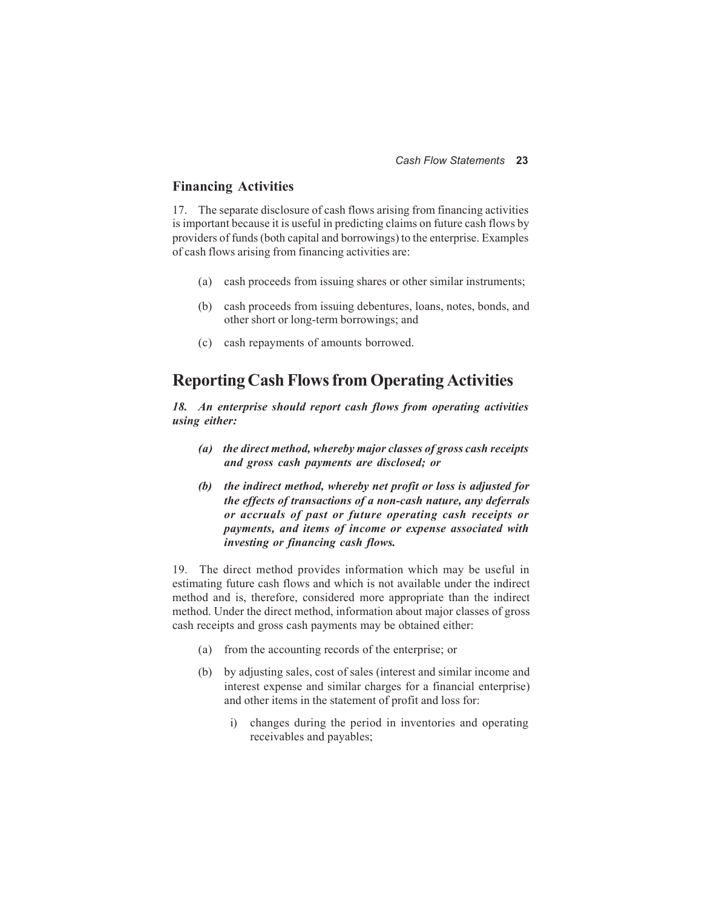### Financing Activities

17. The separate disclosure of cash flows arising from financing activities is important because it is useful in predicting claims on future cash flows by providers of funds (both capital and borrowings) to the enterprise. Examples of cash flows arising from financing activities are:

(a) cash proceeds from issuing shares or other similar instruments;

(b) cash proceeds from issuing debentures, loans, notes, bonds, and other short or long-term borrowings; and

(c) cash repayments of amounts borrowed.

## Reporting Cash Flows from Operating Activities

***18. An enterprise should report cash flows from operating activities using either:***

***(a) the direct method, whereby major classes of gross cash receipts and gross cash payments are disclosed; or***

***(b) the indirect method, whereby net profit or loss is adjusted for the effects of transactions of a non-cash nature, any deferrals or accruals of past or future operating cash receipts or payments, and items of income or expense associated with investing or financing cash flows.***

19. The direct method provides information which may be useful in estimating future cash flows and which is not available under the indirect method and is, therefore, considered more appropriate than the indirect method. Under the direct method, information about major classes of gross cash receipts and gross cash payments may be obtained either:

(a) from the accounting records of the enterprise; or

(b) by adjusting sales, cost of sales (interest and similar income and interest expense and similar charges for a financial enterprise) and other items in the statement of profit and loss for:

   i) changes during the period in inventories and operating receivables and payables;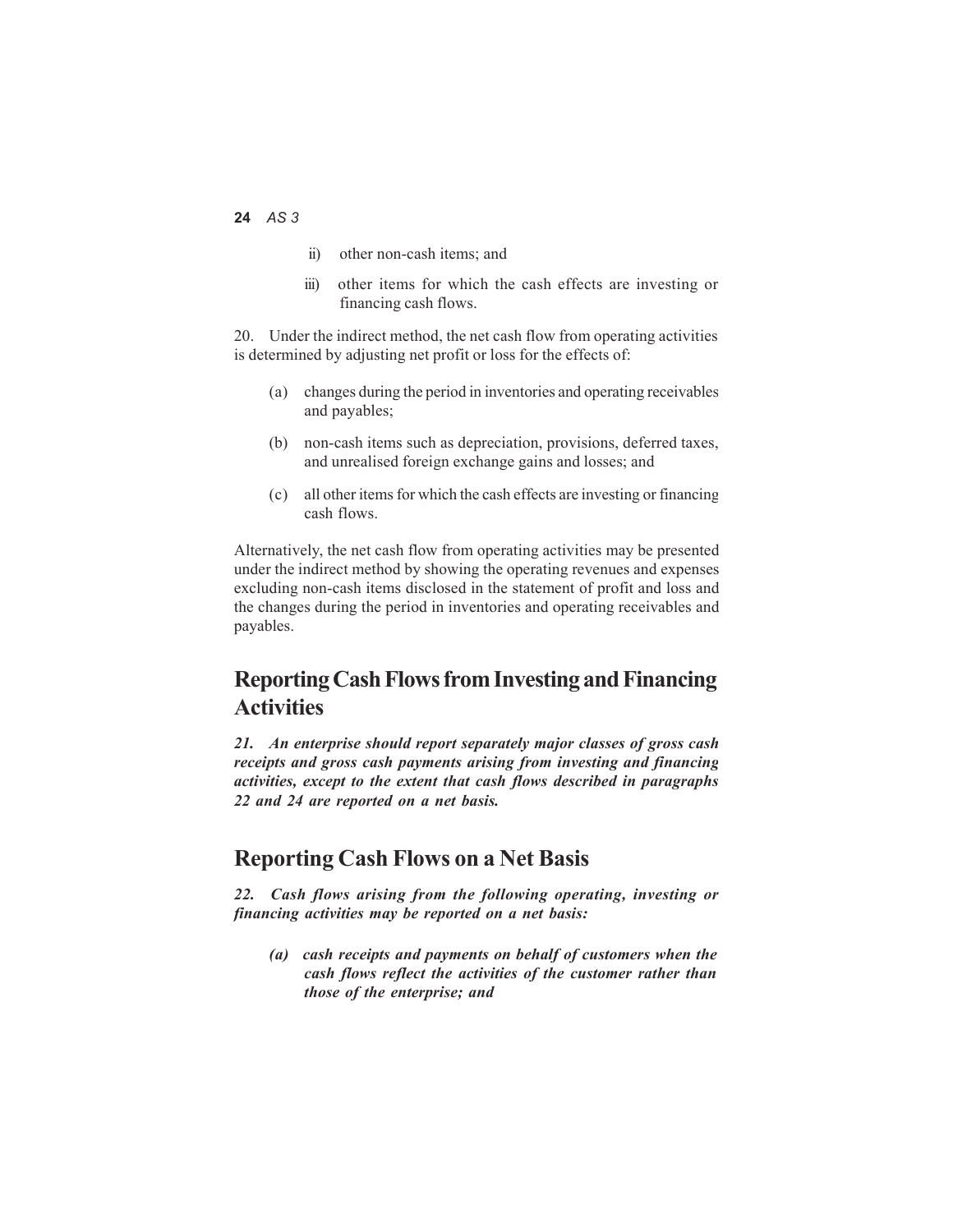ii) other non-cash items; and

iii) other items for which the cash effects are investing or financing cash flows.

20. Under the indirect method, the net cash flow from operating activities is determined by adjusting net profit or loss for the effects of:

(a) changes during the period in inventories and operating receivables and payables;

(b) non-cash items such as depreciation, provisions, deferred taxes, and unrealised foreign exchange gains and losses; and

(c) all other items for which the cash effects are investing or financing cash flows.

Alternatively, the net cash flow from operating activities may be presented under the indirect method by showing the operating revenues and expenses excluding non-cash items disclosed in the statement of profit and loss and the changes during the period in inventories and operating receivables and payables.

## Reporting Cash Flows from Investing and Financing Activities

***21. An enterprise should report separately major classes of gross cash receipts and gross cash payments arising from investing and financing activities, except to the extent that cash flows described in paragraphs 22 and 24 are reported on a net basis.***

## Reporting Cash Flows on a Net Basis

***22. Cash flows arising from the following operating, investing or financing activities may be reported on a net basis:***

***(a) cash receipts and payments on behalf of customers when the cash flows reflect the activities of the customer rather than those of the enterprise; and***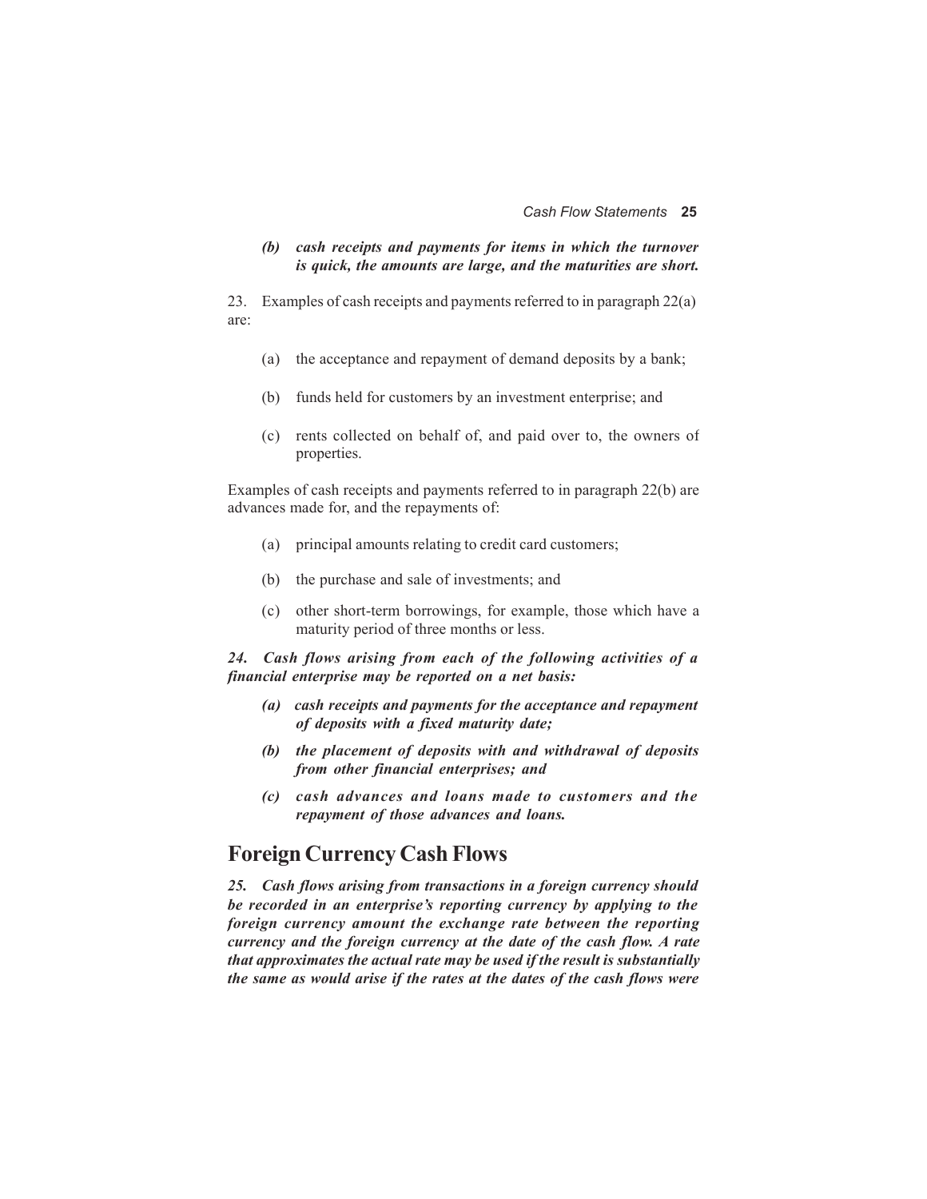*(b) cash receipts and payments for items in which the turnover is quick, the amounts are large, and the maturities are short.*

23. Examples of cash receipts and payments referred to in paragraph 22(a) are:

(a) the acceptance and repayment of demand deposits by a bank;

(b) funds held for customers by an investment enterprise; and

(c) rents collected on behalf of, and paid over to, the owners of properties.

Examples of cash receipts and payments referred to in paragraph 22(b) are advances made for, and the repayments of:

(a) principal amounts relating to credit card customers;

(b) the purchase and sale of investments; and

(c) other short-term borrowings, for example, those which have a maturity period of three months or less.

***24. Cash flows arising from each of the following activities of a financial enterprise may be reported on a net basis:***

***(a) cash receipts and payments for the acceptance and repayment of deposits with a fixed maturity date;***

***(b) the placement of deposits with and withdrawal of deposits from other financial enterprises; and***

***(c) cash advances and loans made to customers and the repayment of those advances and loans.***

## Foreign Currency Cash Flows

***25. Cash flows arising from transactions in a foreign currency should be recorded in an enterprise's reporting currency by applying to the foreign currency amount the exchange rate between the reporting currency and the foreign currency at the date of the cash flow. A rate that approximates the actual rate may be used if the result is substantially the same as would arise if the rates at the dates of the cash flows were***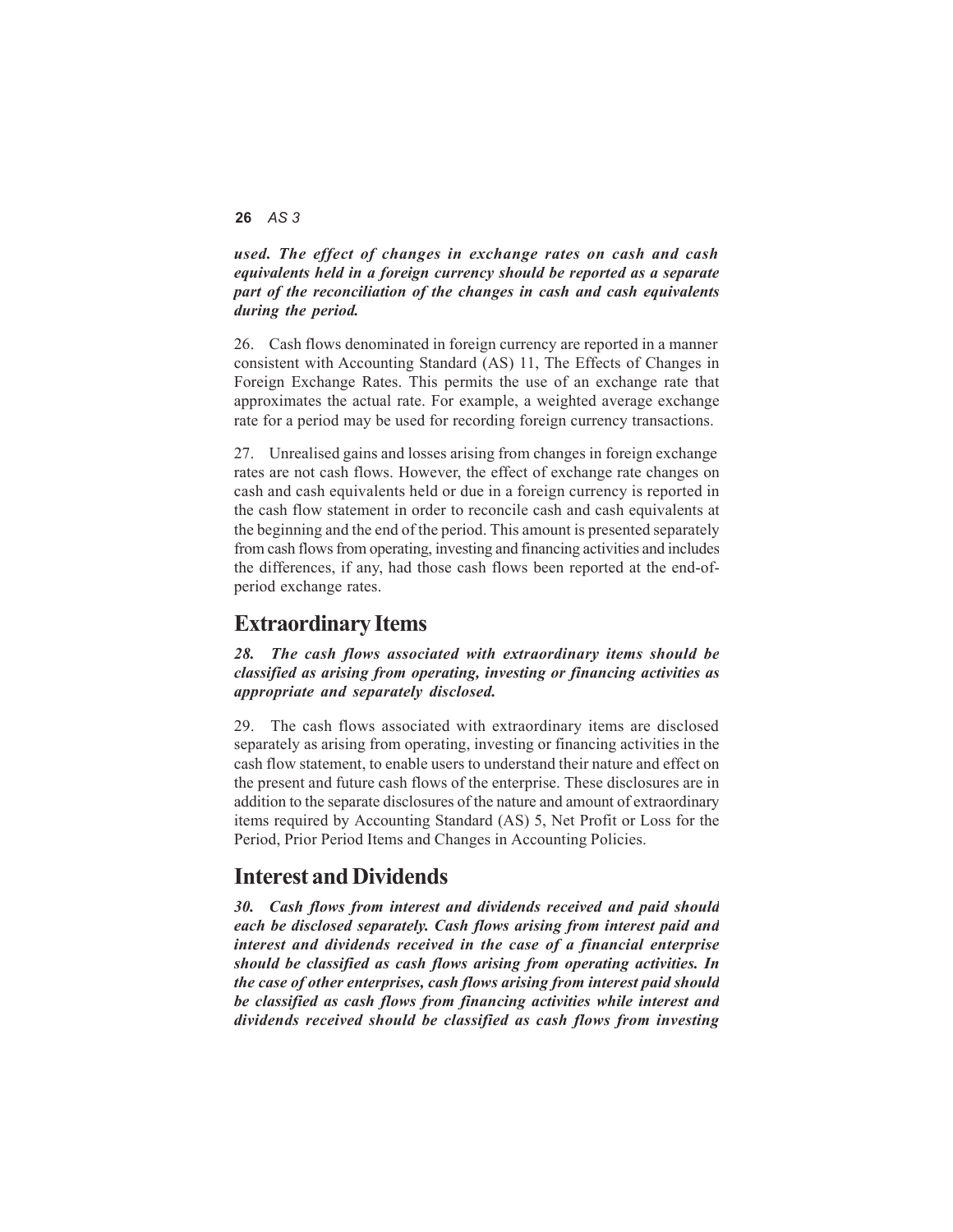***used. The effect of changes in exchange rates on cash and cash equivalents held in a foreign currency should be reported as a separate part of the reconciliation of the changes in cash and cash equivalents during the period.***

26. Cash flows denominated in foreign currency are reported in a manner consistent with Accounting Standard (AS) 11, The Effects of Changes in Foreign Exchange Rates. This permits the use of an exchange rate that approximates the actual rate. For example, a weighted average exchange rate for a period may be used for recording foreign currency transactions.

27. Unrealised gains and losses arising from changes in foreign exchange rates are not cash flows. However, the effect of exchange rate changes on cash and cash equivalents held or due in a foreign currency is reported in the cash flow statement in order to reconcile cash and cash equivalents at the beginning and the end of the period. This amount is presented separately from cash flows from operating, investing and financing activities and includes the differences, if any, had those cash flows been reported at the end-of-period exchange rates.

## Extraordinary Items

***28. The cash flows associated with extraordinary items should be classified as arising from operating, investing or financing activities as appropriate and separately disclosed.***

29. The cash flows associated with extraordinary items are disclosed separately as arising from operating, investing or financing activities in the cash flow statement, to enable users to understand their nature and effect on the present and future cash flows of the enterprise. These disclosures are in addition to the separate disclosures of the nature and amount of extraordinary items required by Accounting Standard (AS) 5, Net Profit or Loss for the Period, Prior Period Items and Changes in Accounting Policies.

## Interest and Dividends

***30. Cash flows from interest and dividends received and paid should each be disclosed separately. Cash flows arising from interest paid and interest and dividends received in the case of a financial enterprise should be classified as cash flows arising from operating activities. In the case of other enterprises, cash flows arising from interest paid should be classified as cash flows from financing activities while interest and dividends received should be classified as cash flows from investing***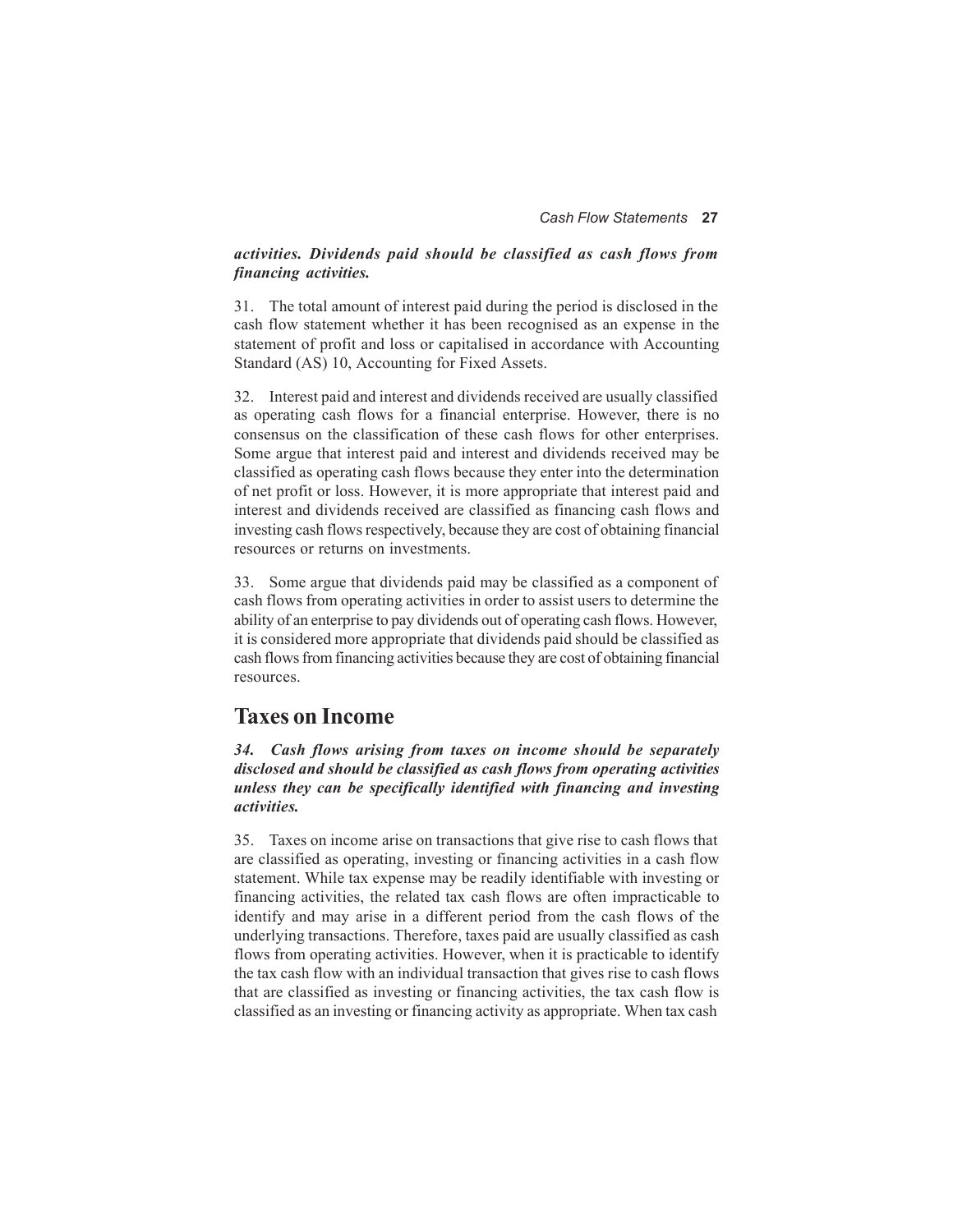***activities. Dividends paid should be classified as cash flows from financing activities.***

31. The total amount of interest paid during the period is disclosed in the cash flow statement whether it has been recognised as an expense in the statement of profit and loss or capitalised in accordance with Accounting Standard (AS) 10, Accounting for Fixed Assets.

32. Interest paid and interest and dividends received are usually classified as operating cash flows for a financial enterprise. However, there is no consensus on the classification of these cash flows for other enterprises. Some argue that interest paid and interest and dividends received may be classified as operating cash flows because they enter into the determination of net profit or loss. However, it is more appropriate that interest paid and interest and dividends received are classified as financing cash flows and investing cash flows respectively, because they are cost of obtaining financial resources or returns on investments.

33. Some argue that dividends paid may be classified as a component of cash flows from operating activities in order to assist users to determine the ability of an enterprise to pay dividends out of operating cash flows. However, it is considered more appropriate that dividends paid should be classified as cash flows from financing activities because they are cost of obtaining financial resources.

## Taxes on Income

***34. Cash flows arising from taxes on income should be separately disclosed and should be classified as cash flows from operating activities unless they can be specifically identified with financing and investing activities.***

35. Taxes on income arise on transactions that give rise to cash flows that are classified as operating, investing or financing activities in a cash flow statement. While tax expense may be readily identifiable with investing or financing activities, the related tax cash flows are often impracticable to identify and may arise in a different period from the cash flows of the underlying transactions. Therefore, taxes paid are usually classified as cash flows from operating activities. However, when it is practicable to identify the tax cash flow with an individual transaction that gives rise to cash flows that are classified as investing or financing activities, the tax cash flow is classified as an investing or financing activity as appropriate. When tax cash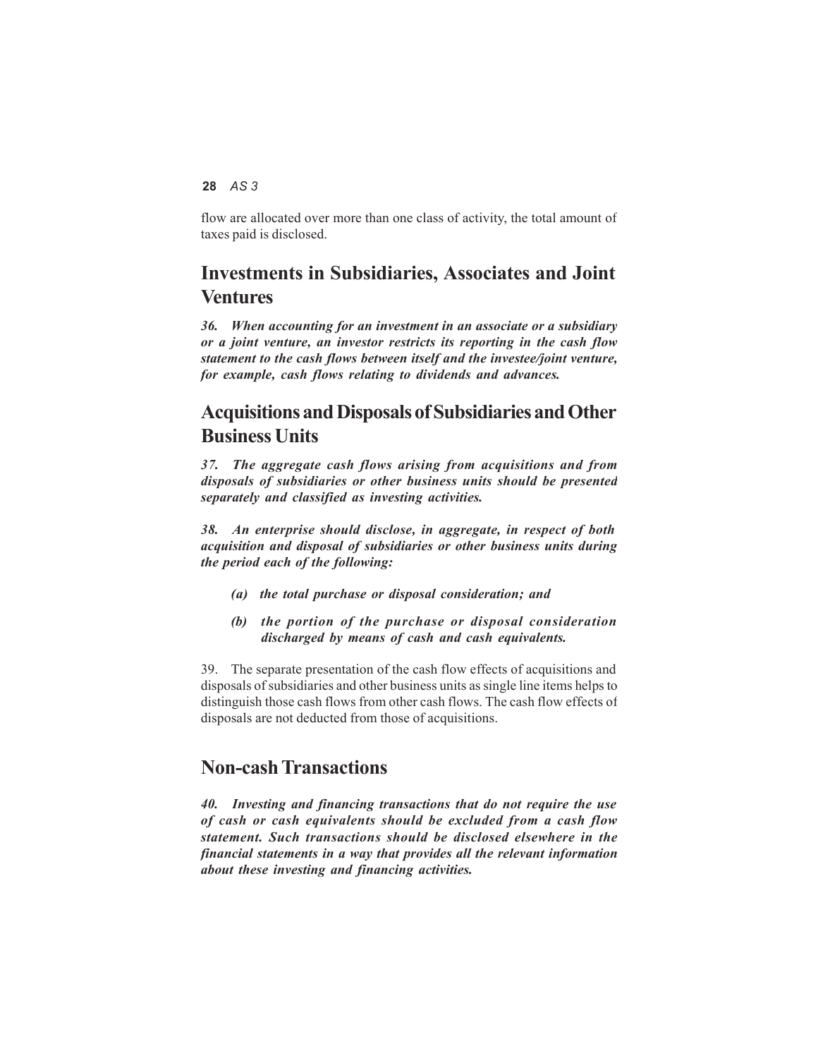flow are allocated over more than one class of activity, the total amount of taxes paid is disclosed.

## Investments in Subsidiaries, Associates and Joint Ventures

***36. When accounting for an investment in an associate or a subsidiary or a joint venture, an investor restricts its reporting in the cash flow statement to the cash flows between itself and the investee/joint venture, for example, cash flows relating to dividends and advances.***

## Acquisitions and Disposals of Subsidiaries and Other Business Units

***37. The aggregate cash flows arising from acquisitions and from disposals of subsidiaries or other business units should be presented separately and classified as investing activities.***

***38. An enterprise should disclose, in aggregate, in respect of both acquisition and disposal of subsidiaries or other business units during the period each of the following:***

- ***(a) the total purchase or disposal consideration; and***
- ***(b) the portion of the purchase or disposal consideration discharged by means of cash and cash equivalents.***

39. The separate presentation of the cash flow effects of acquisitions and disposals of subsidiaries and other business units as single line items helps to distinguish those cash flows from other cash flows. The cash flow effects of disposals are not deducted from those of acquisitions.

## Non-cash Transactions

***40. Investing and financing transactions that do not require the use of cash or cash equivalents should be excluded from a cash flow statement. Such transactions should be disclosed elsewhere in the financial statements in a way that provides all the relevant information about these investing and financing activities.***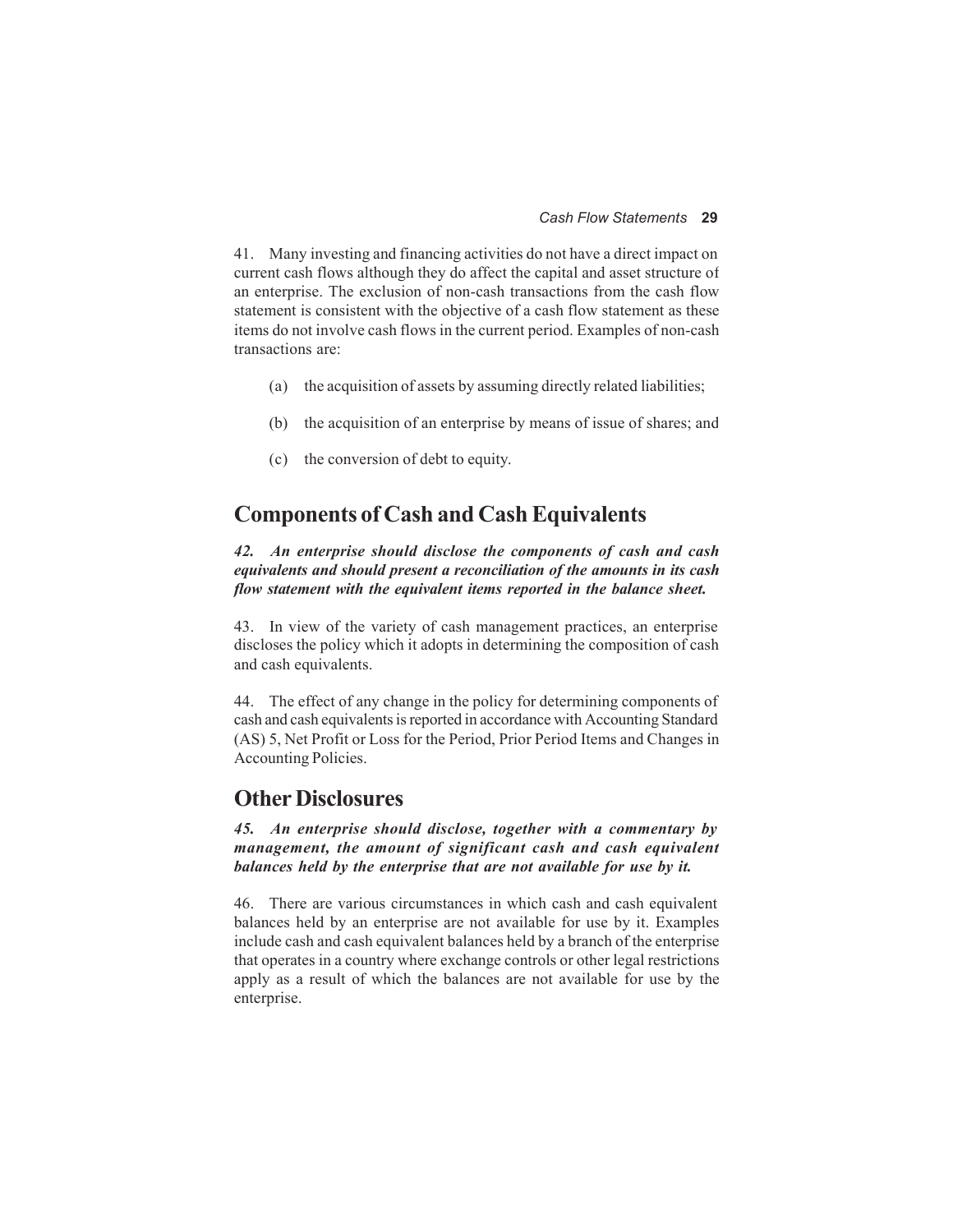41. Many investing and financing activities do not have a direct impact on current cash flows although they do affect the capital and asset structure of an enterprise. The exclusion of non-cash transactions from the cash flow statement is consistent with the objective of a cash flow statement as these items do not involve cash flows in the current period. Examples of non-cash transactions are:

(a) the acquisition of assets by assuming directly related liabilities;

(b) the acquisition of an enterprise by means of issue of shares; and

(c) the conversion of debt to equity.

## Components of Cash and Cash Equivalents

***42. An enterprise should disclose the components of cash and cash equivalents and should present a reconciliation of the amounts in its cash flow statement with the equivalent items reported in the balance sheet.***

43. In view of the variety of cash management practices, an enterprise discloses the policy which it adopts in determining the composition of cash and cash equivalents.

44. The effect of any change in the policy for determining components of cash and cash equivalents is reported in accordance with Accounting Standard (AS) 5, Net Profit or Loss for the Period, Prior Period Items and Changes in Accounting Policies.

## Other Disclosures

***45. An enterprise should disclose, together with a commentary by management, the amount of significant cash and cash equivalent balances held by the enterprise that are not available for use by it.***

46. There are various circumstances in which cash and cash equivalent balances held by an enterprise are not available for use by it. Examples include cash and cash equivalent balances held by a branch of the enterprise that operates in a country where exchange controls or other legal restrictions apply as a result of which the balances are not available for use by the enterprise.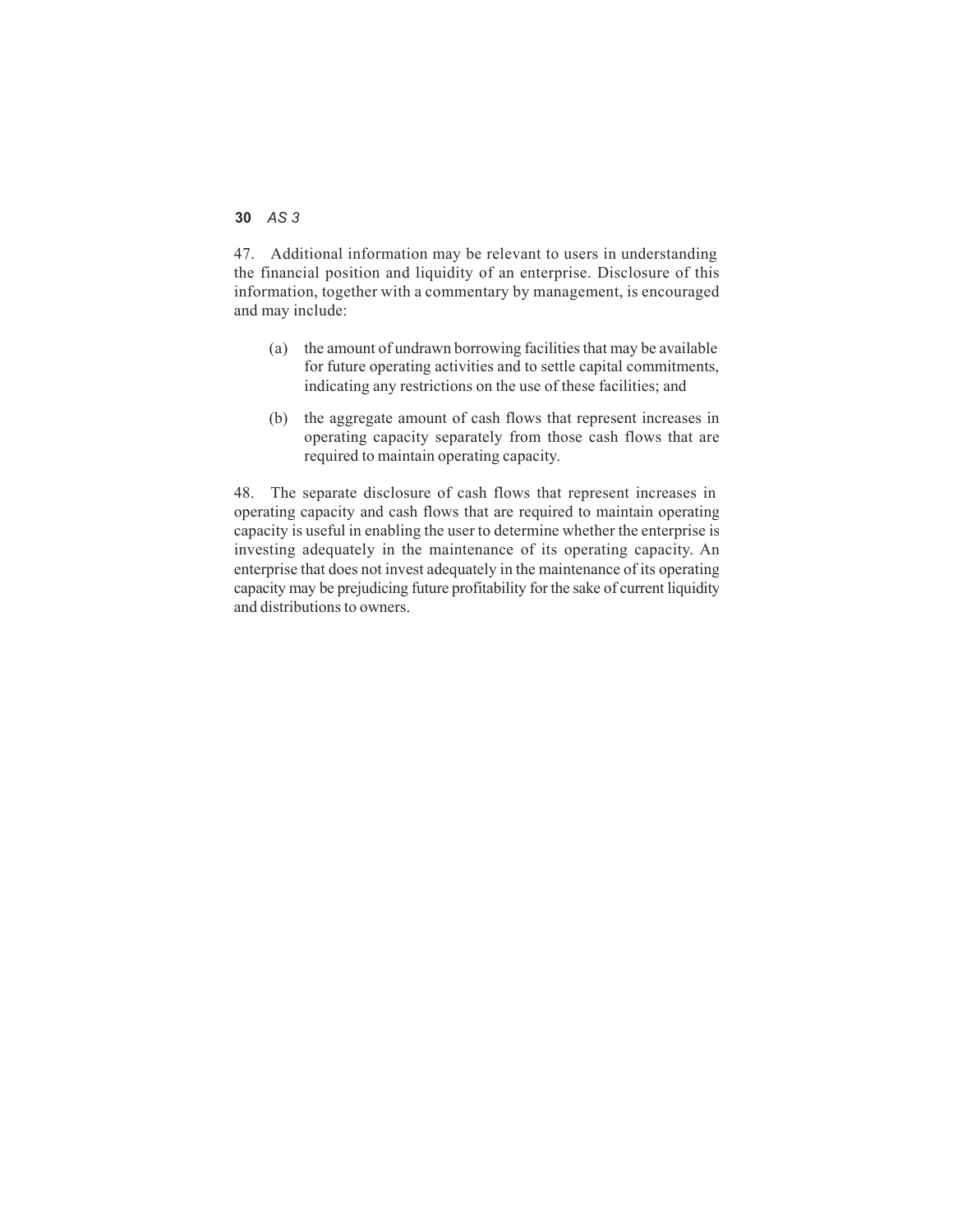47. Additional information may be relevant to users in understanding the financial position and liquidity of an enterprise. Disclosure of this information, together with a commentary by management, is encouraged and may include:

(a) the amount of undrawn borrowing facilities that may be available for future operating activities and to settle capital commitments, indicating any restrictions on the use of these facilities; and

(b) the aggregate amount of cash flows that represent increases in operating capacity separately from those cash flows that are required to maintain operating capacity.

48. The separate disclosure of cash flows that represent increases in operating capacity and cash flows that are required to maintain operating capacity is useful in enabling the user to determine whether the enterprise is investing adequately in the maintenance of its operating capacity. An enterprise that does not invest adequately in the maintenance of its operating capacity may be prejudicing future profitability for the sake of current liquidity and distributions to owners.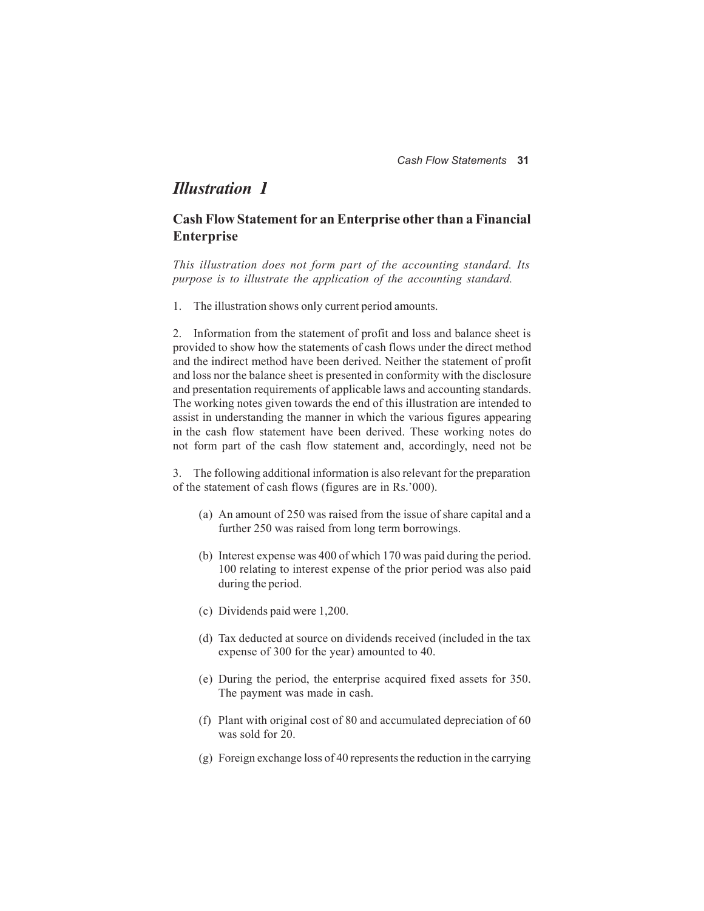# *Illustration 1*

## Cash Flow Statement for an Enterprise other than a Financial Enterprise

*This illustration does not form part of the accounting standard. Its purpose is to illustrate the application of the accounting standard.*

1. The illustration shows only current period amounts.

2. Information from the statement of profit and loss and balance sheet is provided to show how the statements of cash flows under the direct method and the indirect method have been derived. Neither the statement of profit and loss nor the balance sheet is presented in conformity with the disclosure and presentation requirements of applicable laws and accounting standards. The working notes given towards the end of this illustration are intended to assist in understanding the manner in which the various figures appearing in the cash flow statement have been derived. These working notes do not form part of the cash flow statement and, accordingly, need not be

3. The following additional information is also relevant for the preparation of the statement of cash flows (figures are in Rs.'000).

   (a) An amount of 250 was raised from the issue of share capital and a further 250 was raised from long term borrowings.

   (b) Interest expense was 400 of which 170 was paid during the period. 100 relating to interest expense of the prior period was also paid during the period.

   (c) Dividends paid were 1,200.

   (d) Tax deducted at source on dividends received (included in the tax expense of 300 for the year) amounted to 40.

   (e) During the period, the enterprise acquired fixed assets for 350. The payment was made in cash.

   (f) Plant with original cost of 80 and accumulated depreciation of 60 was sold for 20.

   (g) Foreign exchange loss of 40 represents the reduction in the carrying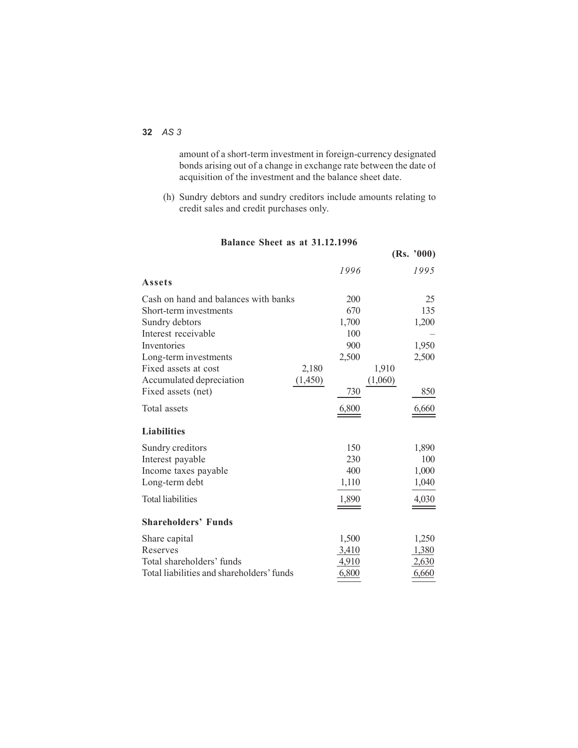amount of a short-term investment in foreign-currency designated bonds arising out of a change in exchange rate between the date of acquisition of the investment and the balance sheet date.

(h) Sundry debtors and sundry creditors include amounts relating to credit sales and credit purchases only.

**Balance Sheet as at 31.12.1996**

(Rs. '000)

| | | *1996* | | *1995* |
|---|---|---|---|---|
| **Assets** | | | | |
| Cash on hand and balances with banks | | 200 | | 25 |
| Short-term investments | | 670 | | 135 |
| Sundry debtors | | 1,700 | | 1,200 |
| Interest receivable | | 100 | | – |
| Inventories | | 900 | | 1,950 |
| Long-term investments | | 2,500 | | 2,500 |
| Fixed assets at cost | 2,180 | | 1,910 | |
| Accumulated depreciation | (1,450) | | (1,060) | |
| Fixed assets (net) | | 730 | | 850 |
| Total assets | | 6,800 | | 6,660 |
| **Liabilities** | | | | |
| Sundry creditors | | 150 | | 1,890 |
| Interest payable | | 230 | | 100 |
| Income taxes payable | | 400 | | 1,000 |
| Long-term debt | | 1,110 | | 1,040 |
| Total liabilities | | 1,890 | | 4,030 |
| **Shareholders' Funds** | | | | |
| Share capital | | 1,500 | | 1,250 |
| Reserves | | 3,410 | | 1,380 |
| Total shareholders' funds | | 4,910 | | 2,630 |
| Total liabilities and shareholders' funds | | 6,800 | | 6,660 |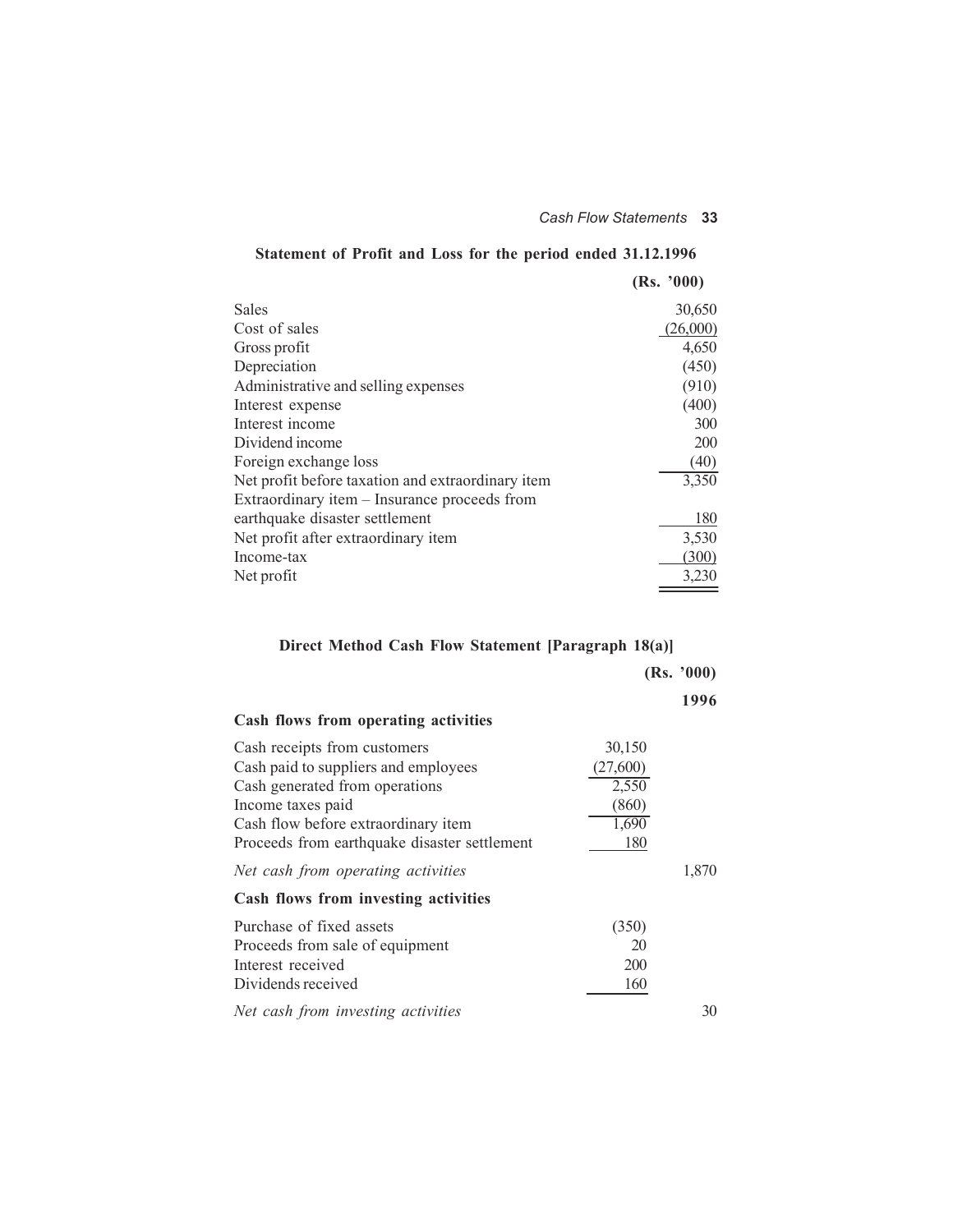**Statement of Profit and Loss for the period ended 31.12.1996**

| | (Rs. '000) |
|---|---|
| Sales | 30,650 |
| Cost of sales | (26,000) |
| Gross profit | 4,650 |
| Depreciation | (450) |
| Administrative and selling expenses | (910) |
| Interest expense | (400) |
| Interest income | 300 |
| Dividend income | 200 |
| Foreign exchange loss | (40) |
| Net profit before taxation and extraordinary item | 3,350 |
| Extraordinary item – Insurance proceeds from earthquake disaster settlement | 180 |
| Net profit after extraordinary item | 3,530 |
| Income-tax | (300) |
| Net profit | 3,230 |

**Direct Method Cash Flow Statement [Paragraph 18(a)]**

| | | (Rs. '000) |
|---|---|---|
| | | **1996** |
| **Cash flows from operating activities** | | |
| Cash receipts from customers | 30,150 | |
| Cash paid to suppliers and employees | (27,600) | |
| Cash generated from operations | 2,550 | |
| Income taxes paid | (860) | |
| Cash flow before extraordinary item | 1,690 | |
| Proceeds from earthquake disaster settlement | 180 | |
| *Net cash from operating activities* | | 1,870 |
| **Cash flows from investing activities** | | |
| Purchase of fixed assets | (350) | |
| Proceeds from sale of equipment | 20 | |
| Interest received | 200 | |
| Dividends received | 160 | |
| *Net cash from investing activities* | | 30 |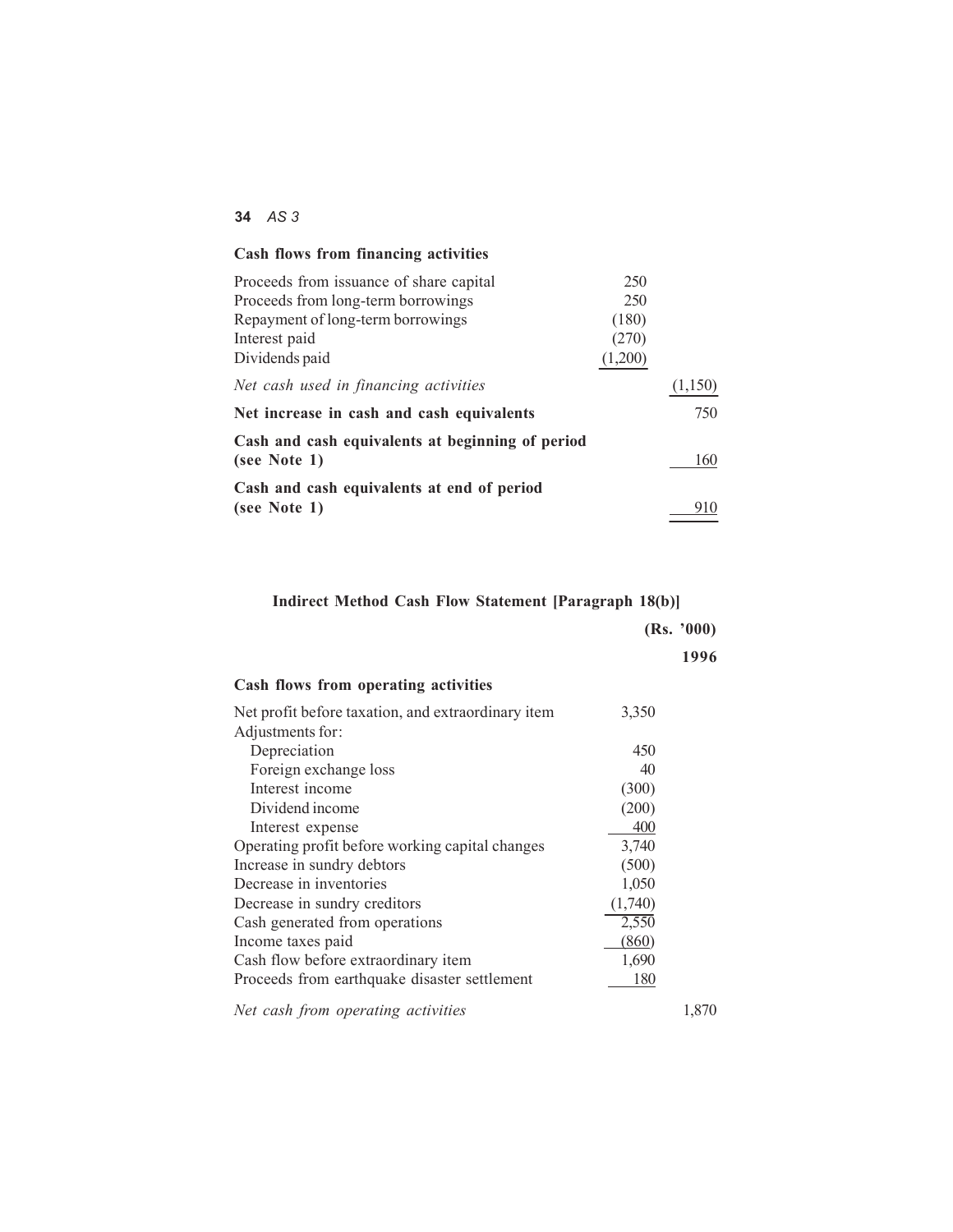**Cash flows from financing activities**

| | | |
|---|---|---|
| Proceeds from issuance of share capital | 250 | |
| Proceeds from long-term borrowings | 250 | |
| Repayment of long-term borrowings | (180) | |
| Interest paid | (270) | |
| Dividends paid | (1,200) | |
| *Net cash used in financing activities* | | (1,150) |
| **Net increase in cash and cash equivalents** | | 750 |
| **Cash and cash equivalents at beginning of period (see Note 1)** | | 160 |
| **Cash and cash equivalents at end of period (see Note 1)** | | 910 |

**Indirect Method Cash Flow Statement [Paragraph 18(b)]**

| | | (Rs. '000) |
|---|---|---|
| | | **1996** |
| **Cash flows from operating activities** | | |
| Net profit before taxation, and extraordinary item | 3,350 | |
| Adjustments for: | | |
| Depreciation | 450 | |
| Foreign exchange loss | 40 | |
| Interest income | (300) | |
| Dividend income | (200) | |
| Interest expense | 400 | |
| Operating profit before working capital changes | 3,740 | |
| Increase in sundry debtors | (500) | |
| Decrease in inventories | 1,050 | |
| Decrease in sundry creditors | (1,740) | |
| Cash generated from operations | 2,550 | |
| Income taxes paid | (860) | |
| Cash flow before extraordinary item | 1,690 | |
| Proceeds from earthquake disaster settlement | 180 | |
| *Net cash from operating activities* | | 1,870 |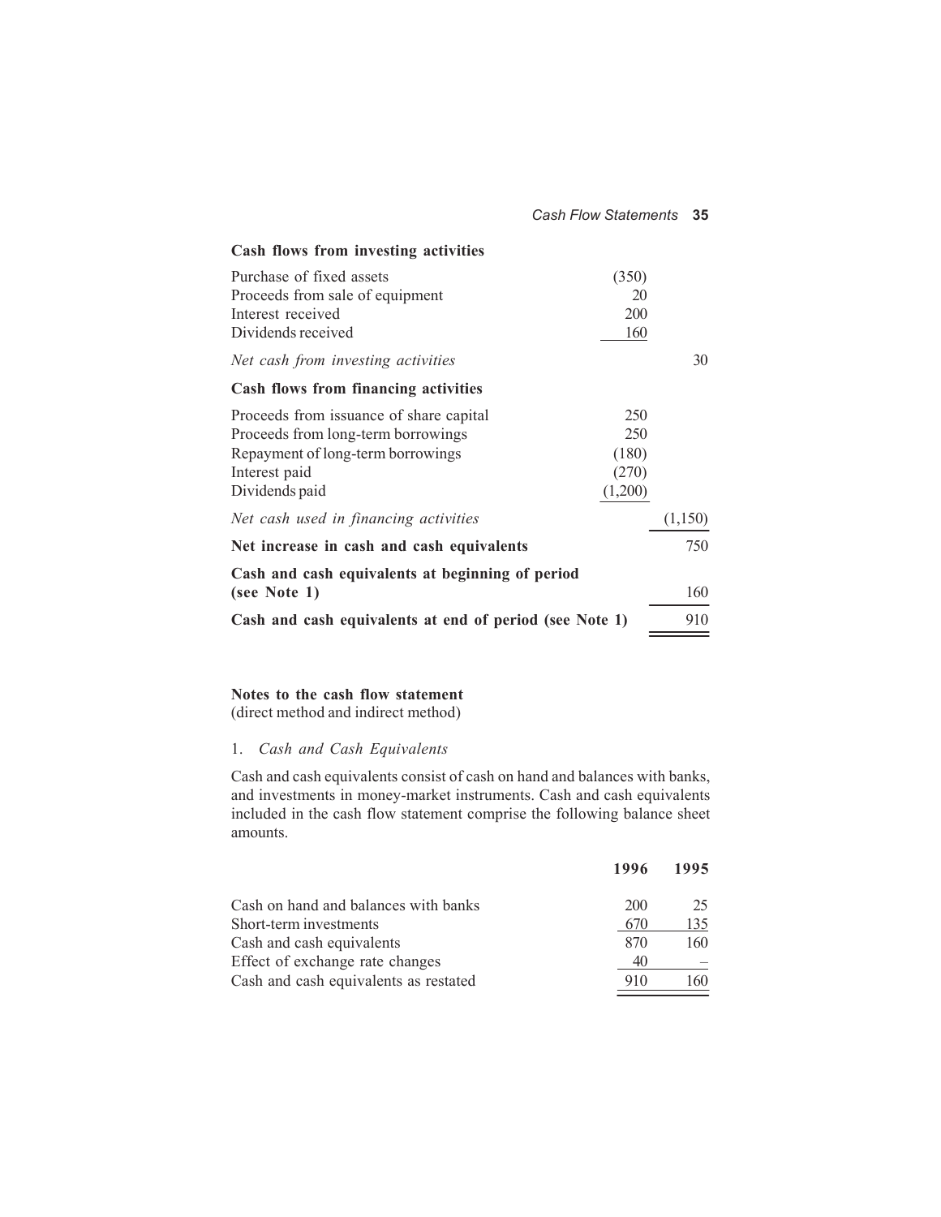| | | |
|---|---|---|
| **Cash flows from investing activities** | | |
| Purchase of fixed assets | (350) | |
| Proceeds from sale of equipment | 20 | |
| Interest received | 200 | |
| Dividends received | 160 | |
| *Net cash from investing activities* | | 30 |
| **Cash flows from financing activities** | | |
| Proceeds from issuance of share capital | 250 | |
| Proceeds from long-term borrowings | 250 | |
| Repayment of long-term borrowings | (180) | |
| Interest paid | (270) | |
| Dividends paid | (1,200) | |
| *Net cash used in financing activities* | | (1,150) |
| **Net increase in cash and cash equivalents** | | 750 |
| **Cash and cash equivalents at beginning of period (see Note 1)** | | 160 |
| **Cash and cash equivalents at end of period (see Note 1)** | | 910 |

**Notes to the cash flow statement**
(direct method and indirect method)

1. *Cash and Cash Equivalents*

Cash and cash equivalents consist of cash on hand and balances with banks, and investments in money-market instruments. Cash and cash equivalents included in the cash flow statement comprise the following balance sheet amounts.

| | **1996** | **1995** |
|---|---|---|
| Cash on hand and balances with banks | 200 | 25 |
| Short-term investments | 670 | 135 |
| Cash and cash equivalents | 870 | 160 |
| Effect of exchange rate changes | 40 | – |
| Cash and cash equivalents as restated | 910 | 160 |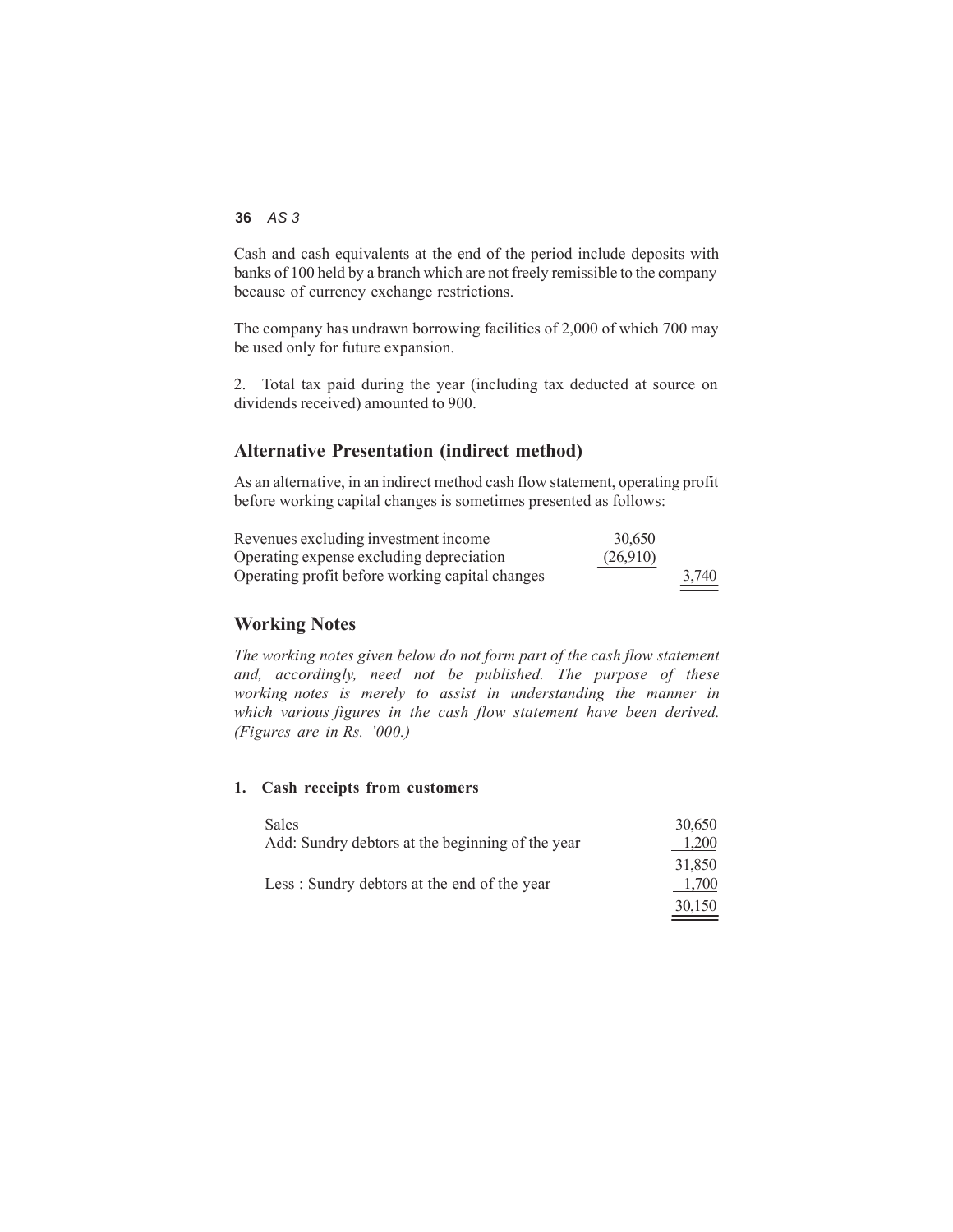Cash and cash equivalents at the end of the period include deposits with banks of 100 held by a branch which are not freely remissible to the company because of currency exchange restrictions.

The company has undrawn borrowing facilities of 2,000 of which 700 may be used only for future expansion.

2. Total tax paid during the year (including tax deducted at source on dividends received) amounted to 900.

## Alternative Presentation (indirect method)

As an alternative, in an indirect method cash flow statement, operating profit before working capital changes is sometimes presented as follows:

| | | |
|---|---|---|
| Revenues excluding investment income | 30,650 | |
| Operating expense excluding depreciation | (26,910) | |
| Operating profit before working capital changes | | 3,740 |

## Working Notes

*The working notes given below do not form part of the cash flow statement and, accordingly, need not be published. The purpose of these working notes is merely to assist in understanding the manner in which various figures in the cash flow statement have been derived. (Figures are in Rs. '000.)*

### 1. Cash receipts from customers

| | |
|---|---|
| Sales | 30,650 |
| Add: Sundry debtors at the beginning of the year | 1,200 |
| | 31,850 |
| Less : Sundry debtors at the end of the year | 1,700 |
| | 30,150 |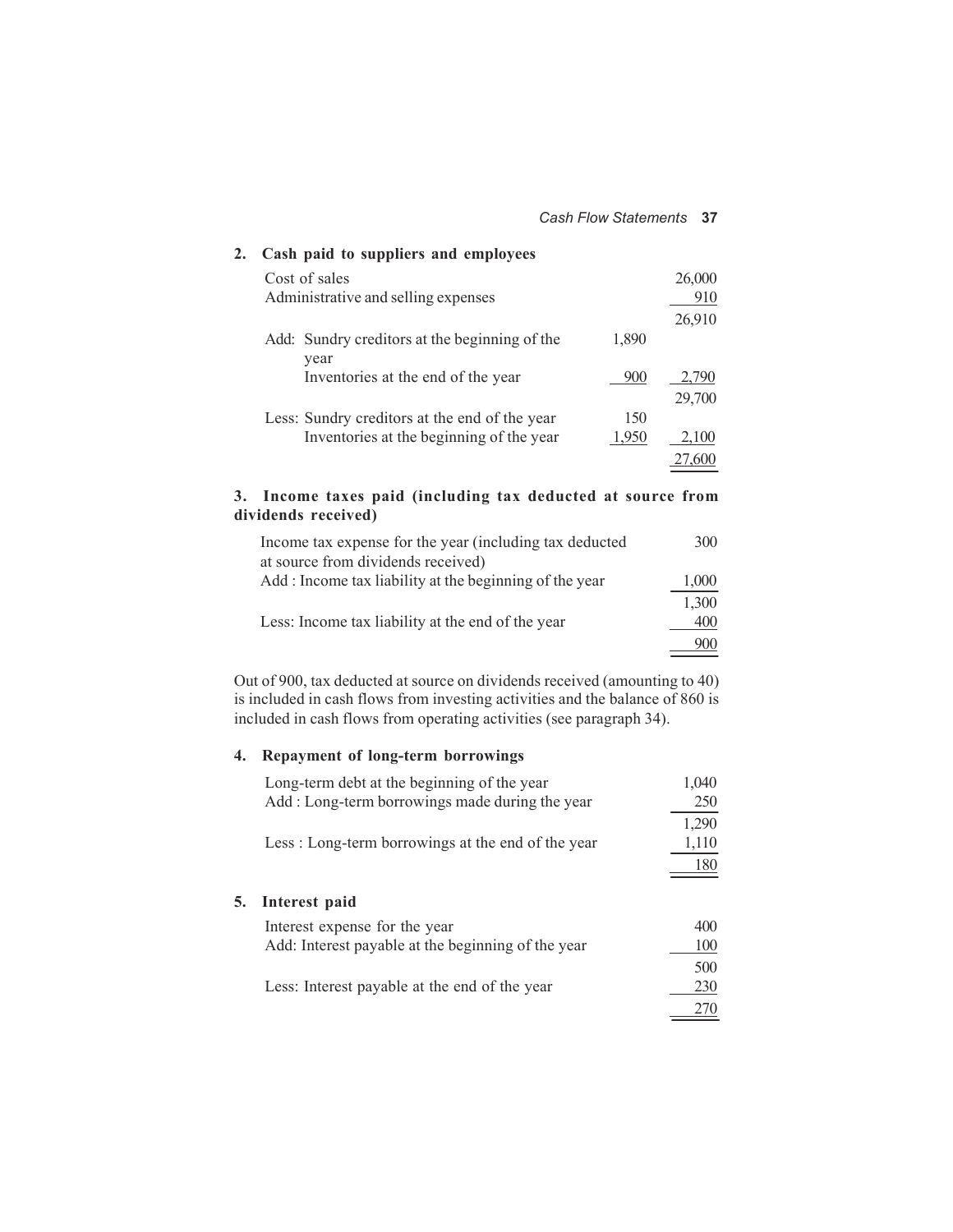**2. Cash paid to suppliers and employees**

| | | |
|---|---|---|
| Cost of sales | | 26,000 |
| Administrative and selling expenses | | 910 |
| | | 26,910 |
| Add: Sundry creditors at the beginning of the year | 1,890 | |
| Inventories at the end of the year | 900 | 2,790 |
| | | 29,700 |
| Less: Sundry creditors at the end of the year | 150 | |
| Inventories at the beginning of the year | 1,950 | 2,100 |
| | | 27,600 |

**3. Income taxes paid (including tax deducted at source from dividends received)**

| | |
|---|---|
| Income tax expense for the year (including tax deducted at source from dividends received) | 300 |
| Add : Income tax liability at the beginning of the year | 1,000 |
| | 1,300 |
| Less: Income tax liability at the end of the year | 400 |
| | 900 |

Out of 900, tax deducted at source on dividends received (amounting to 40) is included in cash flows from investing activities and the balance of 860 is included in cash flows from operating activities (see paragraph 34).

**4. Repayment of long-term borrowings**

| | |
|---|---|
| Long-term debt at the beginning of the year | 1,040 |
| Add : Long-term borrowings made during the year | 250 |
| | 1,290 |
| Less : Long-term borrowings at the end of the year | 1,110 |
| | 180 |

**5. Interest paid**

| | |
|---|---|
| Interest expense for the year | 400 |
| Add: Interest payable at the beginning of the year | 100 |
| | 500 |
| Less: Interest payable at the end of the year | 230 |
| | 270 |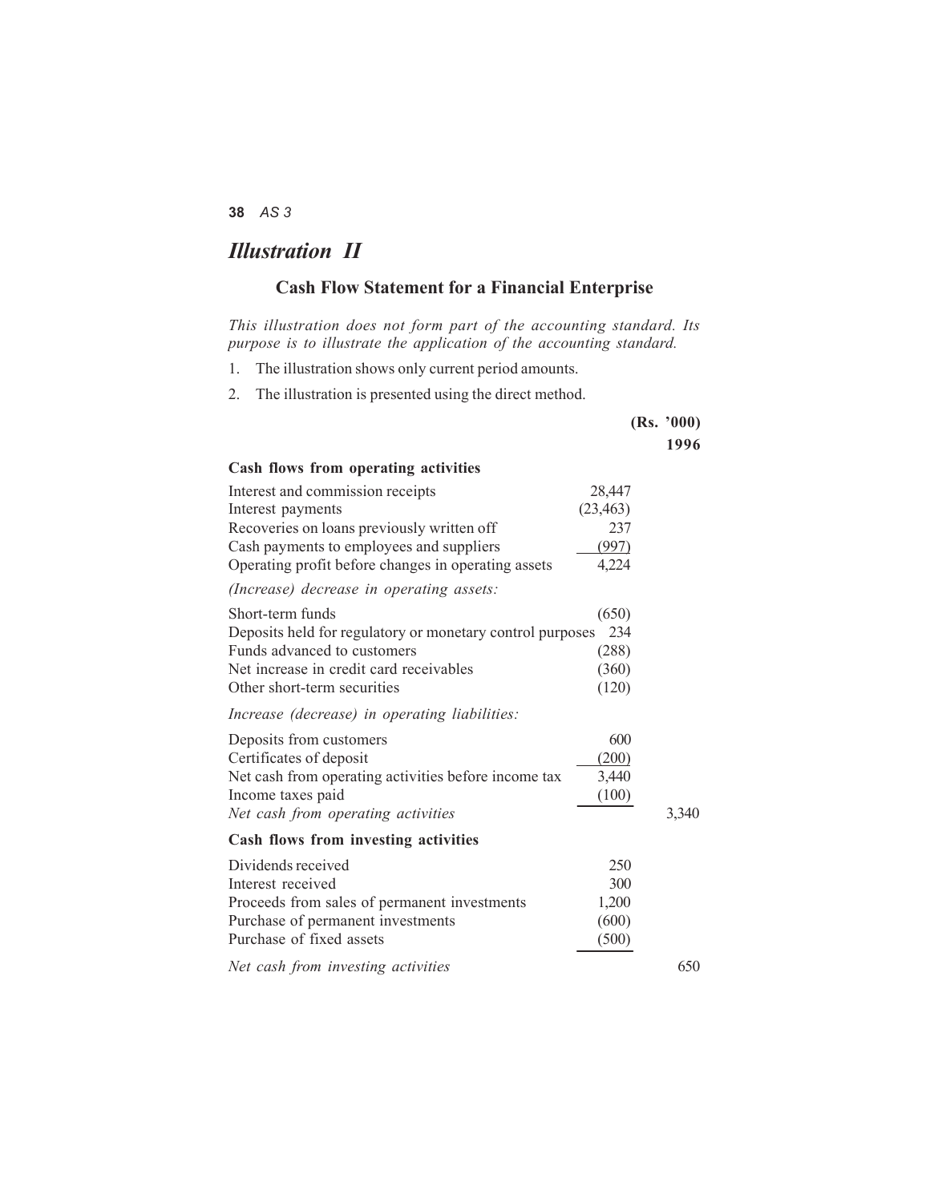# *Illustration II*

## Cash Flow Statement for a Financial Enterprise

*This illustration does not form part of the accounting standard. Its purpose is to illustrate the application of the accounting standard.*

1. The illustration shows only current period amounts.
2. The illustration is presented using the direct method.

| | | **(Rs. '000)** |
|---|---|---|
| | | **1996** |
| **Cash flows from operating activities** | | |
| Interest and commission receipts | 28,447 | |
| Interest payments | (23,463) | |
| Recoveries on loans previously written off | 237 | |
| Cash payments to employees and suppliers | (997) | |
| Operating profit before changes in operating assets | 4,224 | |
| *(Increase) decrease in operating assets:* | | |
| Short-term funds | (650) | |
| Deposits held for regulatory or monetary control purposes | 234 | |
| Funds advanced to customers | (288) | |
| Net increase in credit card receivables | (360) | |
| Other short-term securities | (120) | |
| *Increase (decrease) in operating liabilities:* | | |
| Deposits from customers | 600 | |
| Certificates of deposit | (200) | |
| Net cash from operating activities before income tax | 3,440 | |
| Income taxes paid | (100) | |
| *Net cash from operating activities* | | 3,340 |
| **Cash flows from investing activities** | | |
| Dividends received | 250 | |
| Interest received | 300 | |
| Proceeds from sales of permanent investments | 1,200 | |
| Purchase of permanent investments | (600) | |
| Purchase of fixed assets | (500) | |
| *Net cash from investing activities* | | 650 |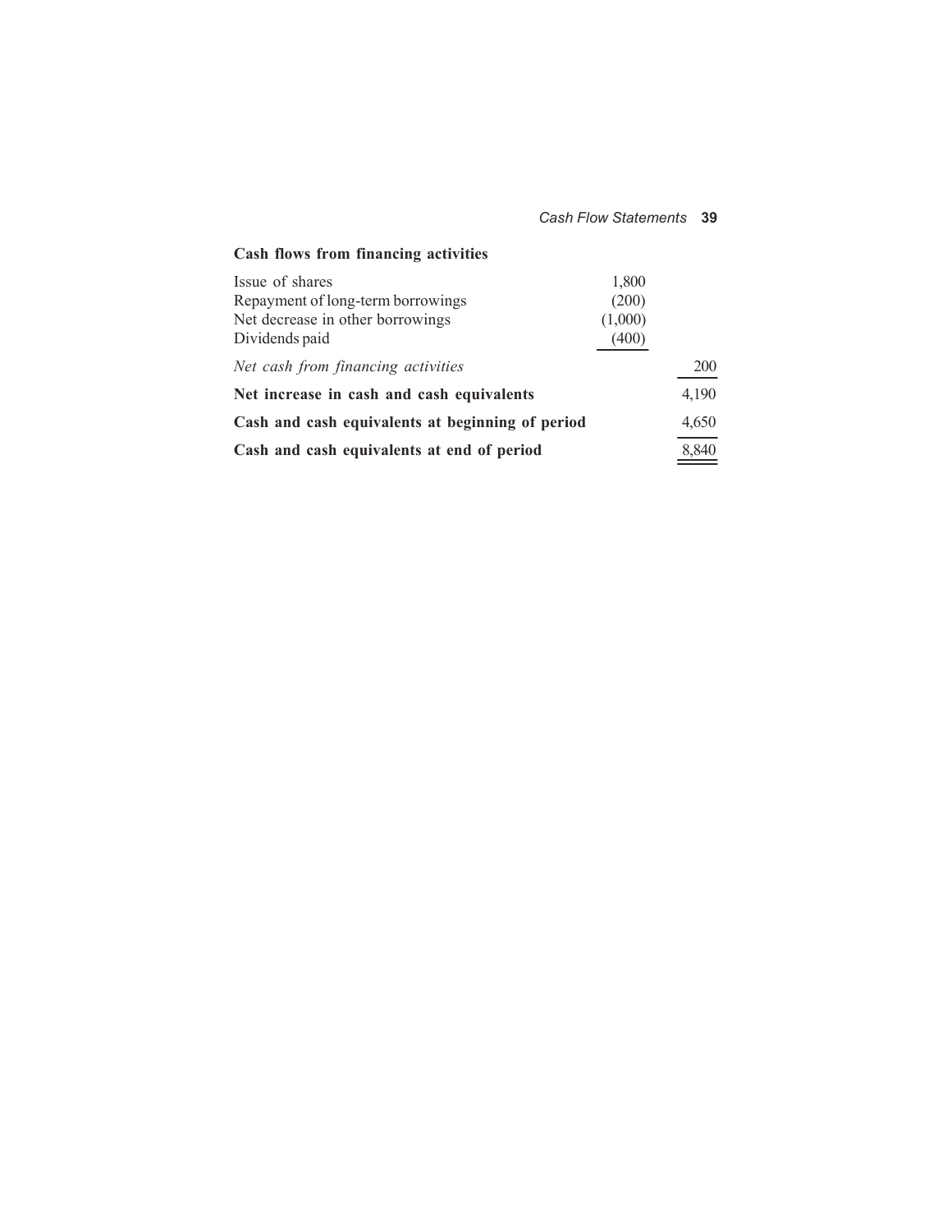**Cash flows from financing activities**

| | | |
|---|---|---|
| Issue of shares | 1,800 | |
| Repayment of long-term borrowings | (200) | |
| Net decrease in other borrowings | (1,000) | |
| Dividends paid | (400) | |
| *Net cash from financing activities* | | 200 |
| **Net increase in cash and cash equivalents** | | 4,190 |
| **Cash and cash equivalents at beginning of period** | | 4,650 |
| **Cash and cash equivalents at end of period** | | 8,840 |